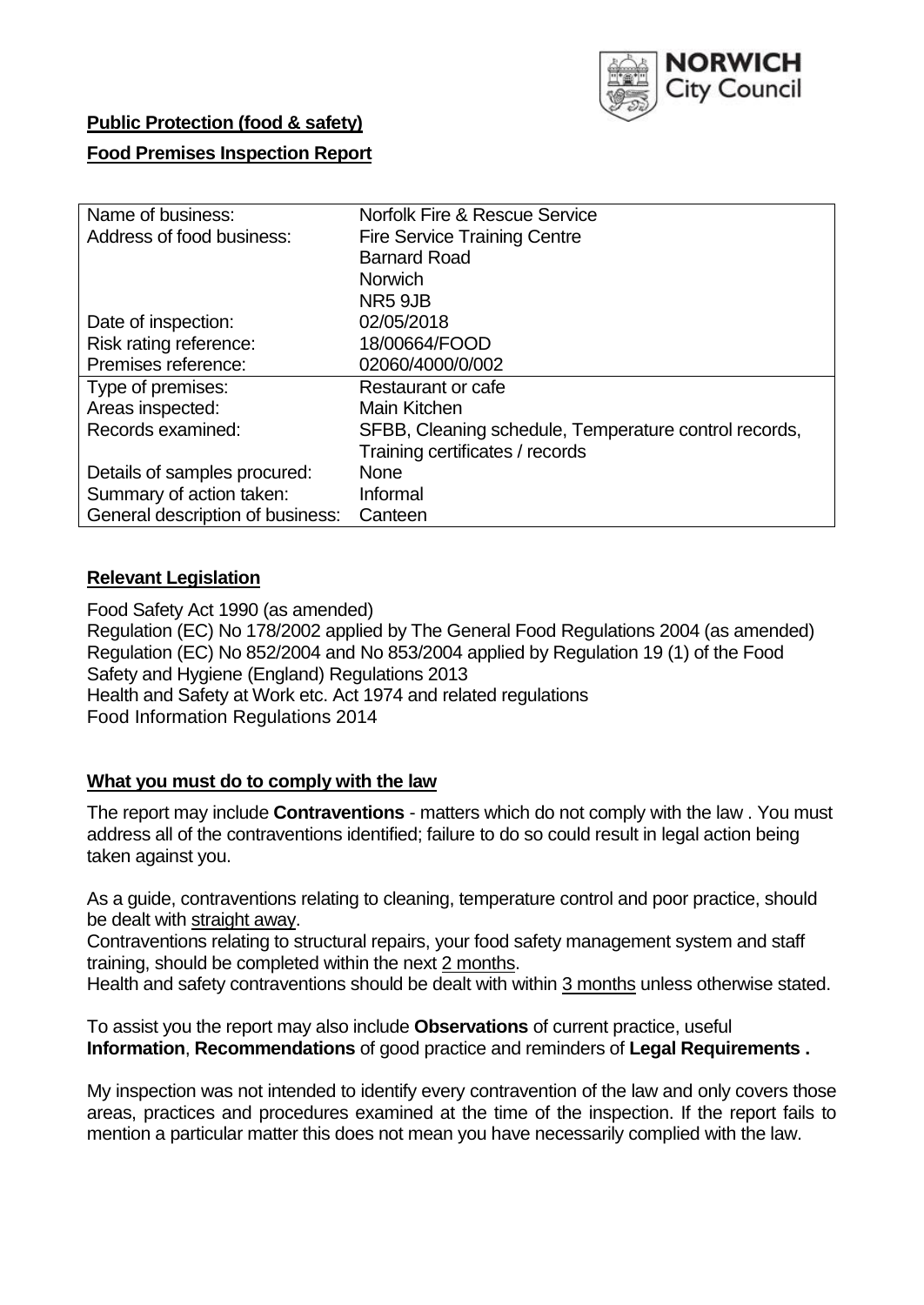**Public Protection (food & safety)**

**Food Premises Inspection Report**

| Name of business: | Norfolk Fire & Rescue Service |
|---|---|
| Address of food business: | Fire Service Training Centre<br>Barnard Road<br>Norwich<br>NR5 9JB |
| Date of inspection: | 02/05/2018 |
| Risk rating reference: | 18/00664/FOOD |
| Premises reference: | 02060/4000/0/002 |
| Type of premises: | Restaurant or cafe |
| Areas inspected: | Main Kitchen |
| Records examined: | SFBB, Cleaning schedule, Temperature control records, Training certificates / records |
| Details of samples procured: | None |
| Summary of action taken: | Informal |
| General description of business: | Canteen |

## Relevant Legislation

Food Safety Act 1990 (as amended)
Regulation (EC) No 178/2002 applied by The General Food Regulations 2004 (as amended)
Regulation (EC) No 852/2004 and No 853/2004 applied by Regulation 19 (1) of the Food Safety and Hygiene (England) Regulations 2013
Health and Safety at Work etc. Act 1974 and related regulations
Food Information Regulations 2014

## What you must do to comply with the law

The report may include **Contraventions** - matters which do not comply with the law . You must address all of the contraventions identified; failure to do so could result in legal action being taken against you.

As a guide, contraventions relating to cleaning, temperature control and poor practice, should be dealt with straight away.

Contraventions relating to structural repairs, your food safety management system and staff training, should be completed within the next 2 months.

Health and safety contraventions should be dealt with within 3 months unless otherwise stated.

To assist you the report may also include **Observations** of current practice, useful **Information**, **Recommendations** of good practice and reminders of **Legal Requirements .**

My inspection was not intended to identify every contravention of the law and only covers those areas, practices and procedures examined at the time of the inspection. If the report fails to mention a particular matter this does not mean you have necessarily complied with the law.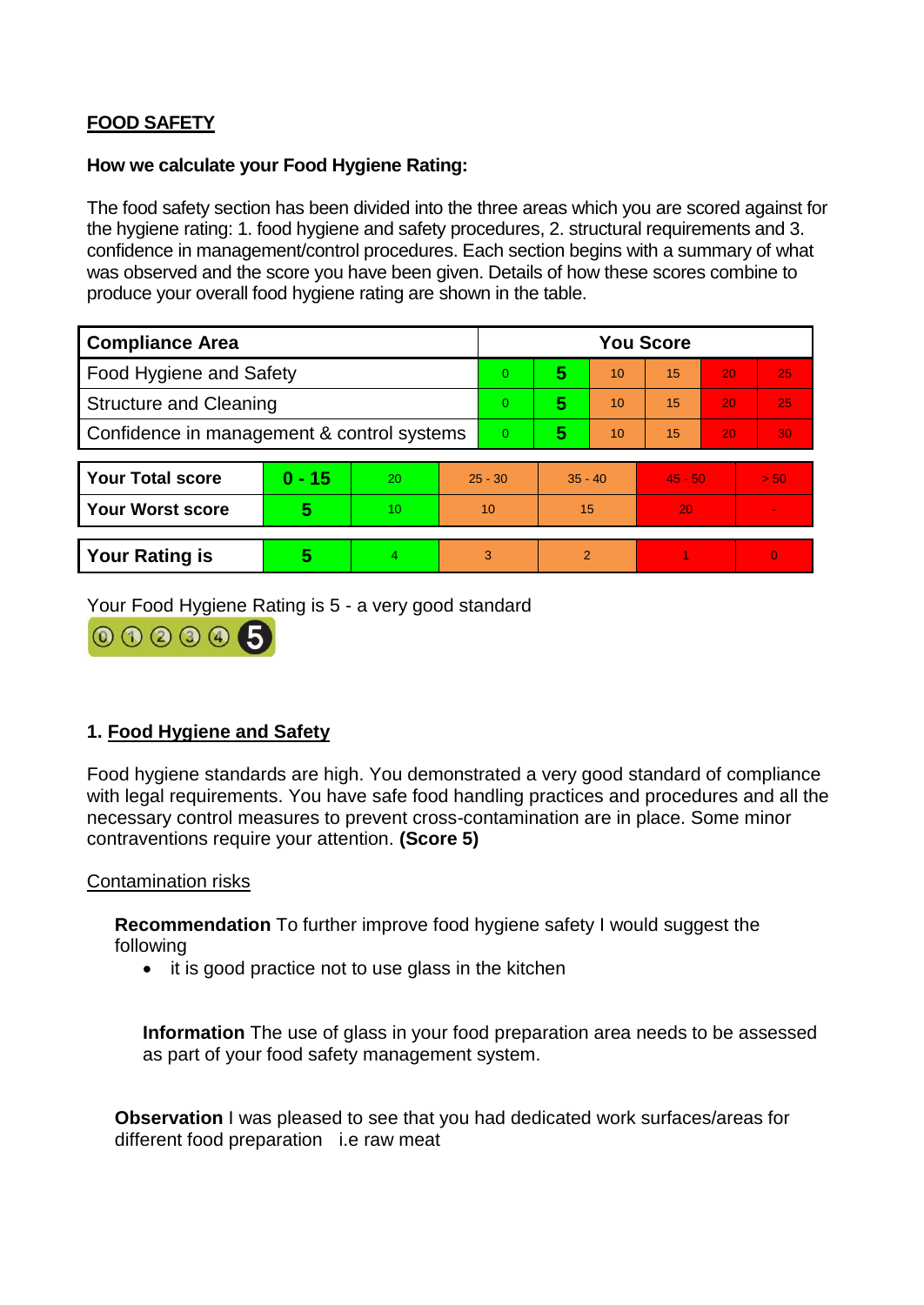## FOOD SAFETY

**How we calculate your Food Hygiene Rating:**

The food safety section has been divided into the three areas which you are scored against for the hygiene rating: 1. food hygiene and safety procedures, 2. structural requirements and 3. confidence in management/control procedures. Each section begins with a summary of what was observed and the score you have been given. Details of how these scores combine to produce your overall food hygiene rating are shown in the table.

| Compliance Area | You Score | | | | | |
|---|---|---|---|---|---|---|
| Food Hygiene and Safety | 0 | **5** | 10 | 15 | 20 | 25 |
| Structure and Cleaning | 0 | **5** | 10 | 15 | 20 | 25 |
| Confidence in management & control systems | 0 | **5** | 10 | 15 | 20 | 30 |

| | | | | | | |
|---|---|---|---|---|---|---|
| **Your Total score** | **0 - 15** | 20 | 25 - 30 | 35 - 40 | 45 - 50 | > 50 |
| **Your Worst score** | **5** | 10 | 10 | 15 | 20 | - |

| | | | | | | |
|---|---|---|---|---|---|---|
| **Your Rating is** | **5** | 4 | 3 | 2 | 1 | 0 |

Your Food Hygiene Rating is 5 - a very good standard

### 1. Food Hygiene and Safety

Food hygiene standards are high. You demonstrated a very good standard of compliance with legal requirements. You have safe food handling practices and procedures and all the necessary control measures to prevent cross-contamination are in place. Some minor contraventions require your attention. **(Score 5)**

Contamination risks

**Recommendation** To further improve food hygiene safety I would suggest the following

- it is good practice not to use glass in the kitchen

**Information** The use of glass in your food preparation area needs to be assessed as part of your food safety management system.

**Observation** I was pleased to see that you had dedicated work surfaces/areas for different food preparation i.e raw meat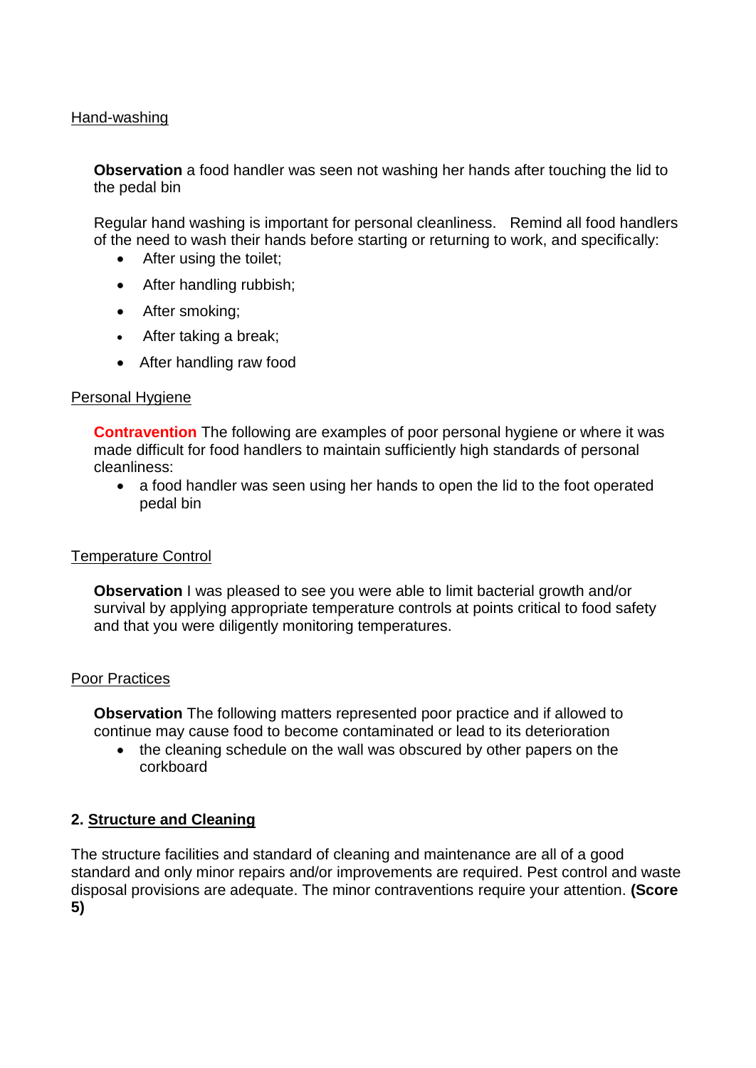<u>Hand-washing</u>

**Observation** a food handler was seen not washing her hands after touching the lid to the pedal bin

Regular hand washing is important for personal cleanliness. Remind all food handlers of the need to wash their hands before starting or returning to work, and specifically:

- After using the toilet;
- After handling rubbish;
- After smoking;
- After taking a break;
- After handling raw food

<u>Personal Hygiene</u>

**Contravention** The following are examples of poor personal hygiene or where it was made difficult for food handlers to maintain sufficiently high standards of personal cleanliness:

- a food handler was seen using her hands to open the lid to the foot operated pedal bin

<u>Temperature Control</u>

**Observation** I was pleased to see you were able to limit bacterial growth and/or survival by applying appropriate temperature controls at points critical to food safety and that you were diligently monitoring temperatures.

<u>Poor Practices</u>

**Observation** The following matters represented poor practice and if allowed to continue may cause food to become contaminated or lead to its deterioration

- the cleaning schedule on the wall was obscured by other papers on the corkboard

## 2. <u>Structure and Cleaning</u>

The structure facilities and standard of cleaning and maintenance are all of a good standard and only minor repairs and/or improvements are required. Pest control and waste disposal provisions are adequate. The minor contraventions require your attention. **(Score 5)**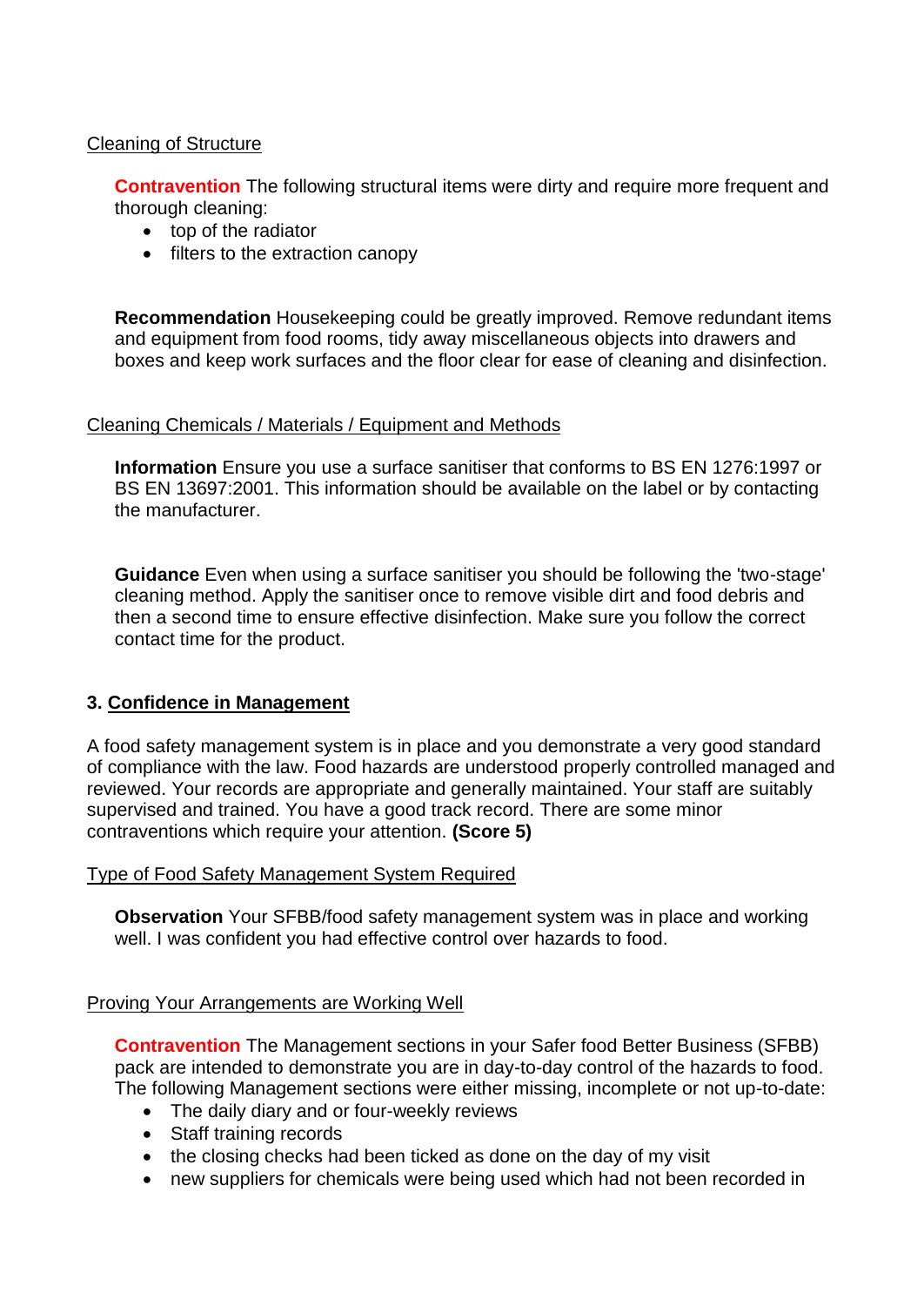Cleaning of Structure

**Contravention** The following structural items were dirty and require more frequent and thorough cleaning:

- top of the radiator
- filters to the extraction canopy

**Recommendation** Housekeeping could be greatly improved. Remove redundant items and equipment from food rooms, tidy away miscellaneous objects into drawers and boxes and keep work surfaces and the floor clear for ease of cleaning and disinfection.

Cleaning Chemicals / Materials / Equipment and Methods

**Information** Ensure you use a surface sanitiser that conforms to BS EN 1276:1997 or BS EN 13697:2001. This information should be available on the label or by contacting the manufacturer.

**Guidance** Even when using a surface sanitiser you should be following the 'two-stage' cleaning method. Apply the sanitiser once to remove visible dirt and food debris and then a second time to ensure effective disinfection. Make sure you follow the correct contact time for the product.

## 3. Confidence in Management

A food safety management system is in place and you demonstrate a very good standard of compliance with the law. Food hazards are understood properly controlled managed and reviewed. Your records are appropriate and generally maintained. Your staff are suitably supervised and trained. You have a good track record. There are some minor contraventions which require your attention. **(Score 5)**

Type of Food Safety Management System Required

**Observation** Your SFBB/food safety management system was in place and working well. I was confident you had effective control over hazards to food.

Proving Your Arrangements are Working Well

**Contravention** The Management sections in your Safer food Better Business (SFBB) pack are intended to demonstrate you are in day-to-day control of the hazards to food. The following Management sections were either missing, incomplete or not up-to-date:

- The daily diary and or four-weekly reviews
- Staff training records
- the closing checks had been ticked as done on the day of my visit
- new suppliers for chemicals were being used which had not been recorded in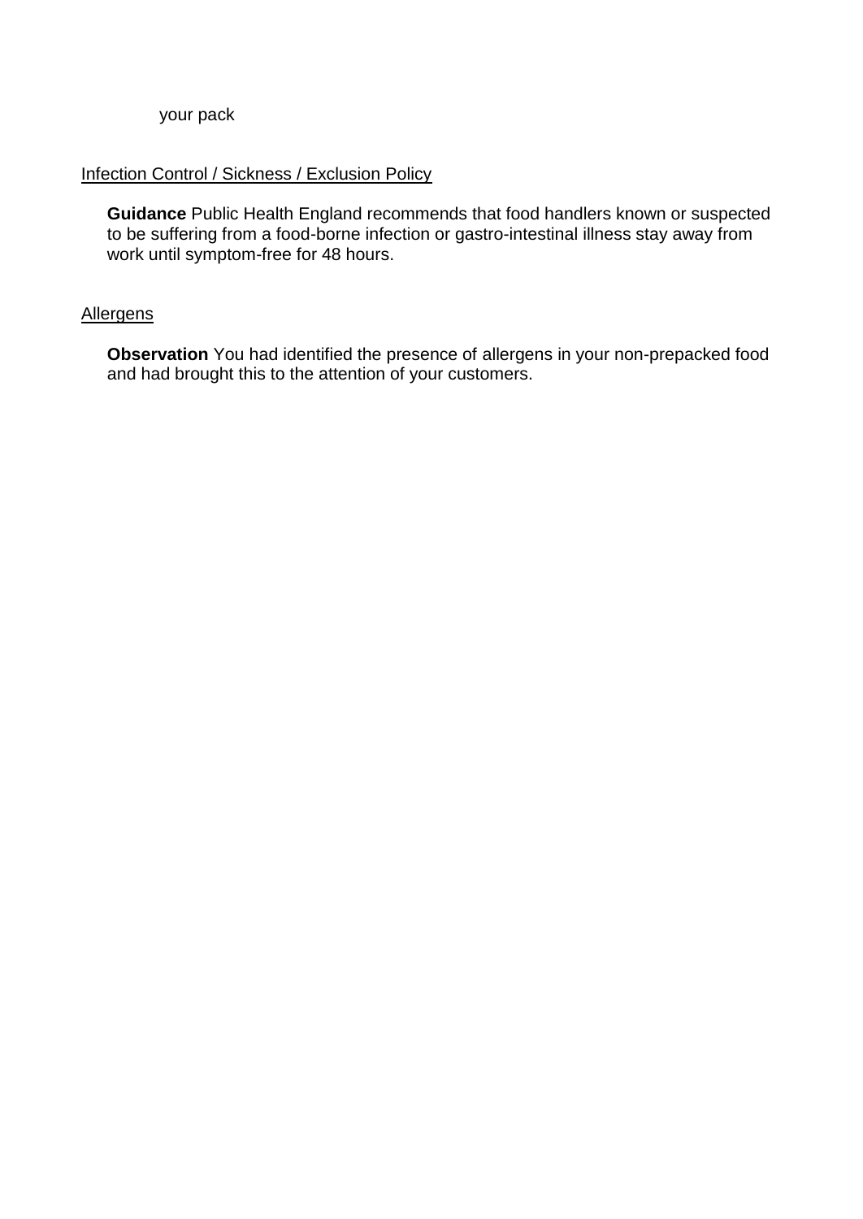your pack

Infection Control / Sickness / Exclusion Policy

**Guidance** Public Health England recommends that food handlers known or suspected to be suffering from a food-borne infection or gastro-intestinal illness stay away from work until symptom-free for 48 hours.

Allergens

**Observation** You had identified the presence of allergens in your non-prepacked food and had brought this to the attention of your customers.